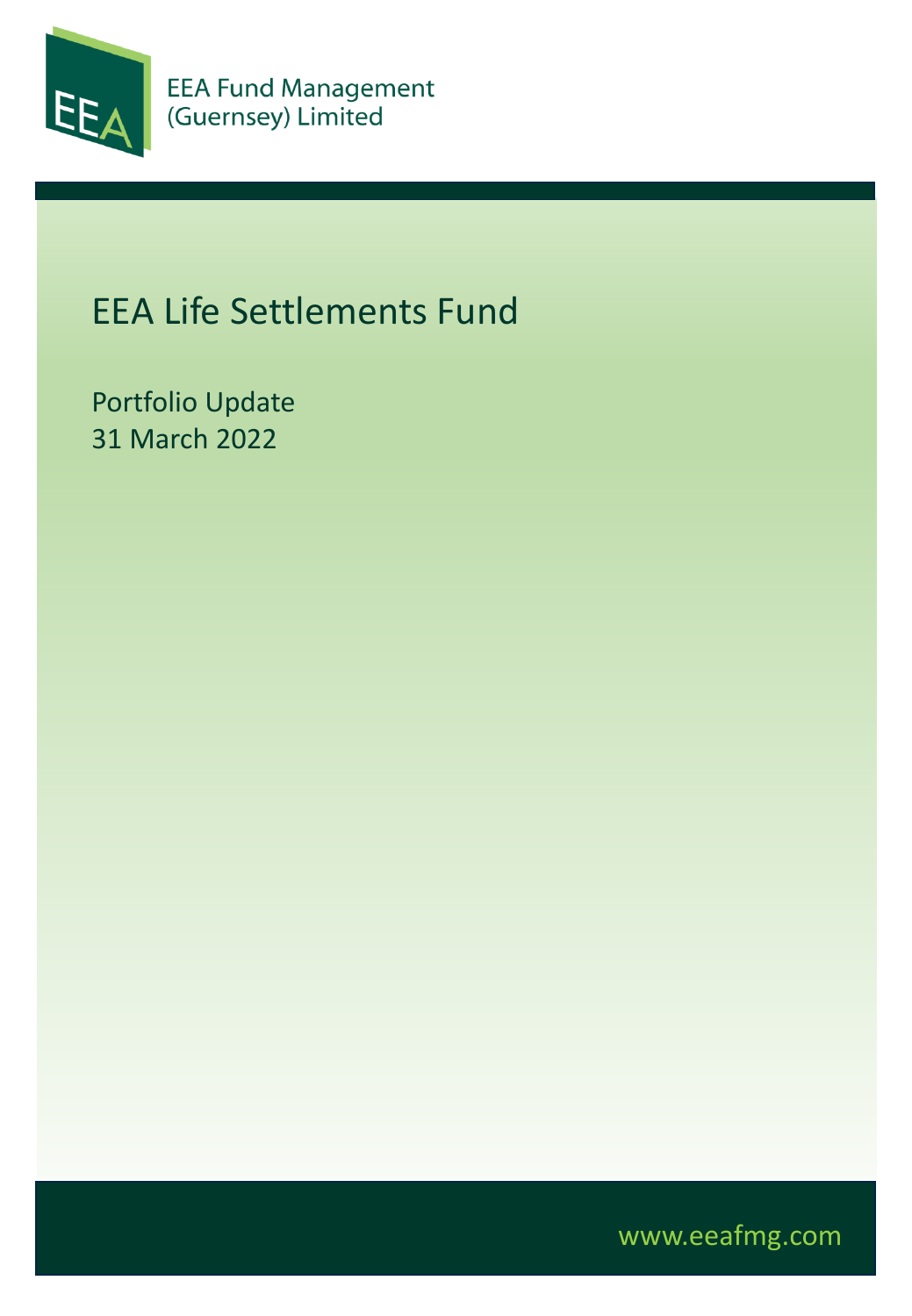EEA Fund Management
(Guernsey) Limited

# EEA Life Settlements Fund

Portfolio Update
31 March 2022

www.eeafmg.com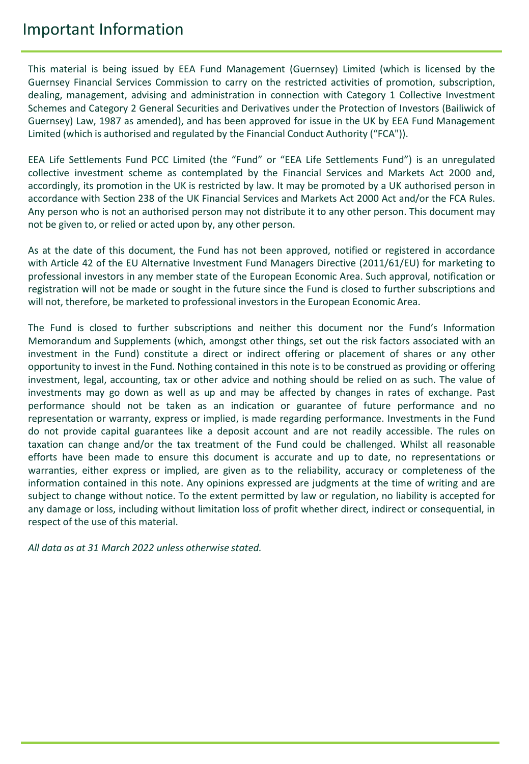# Important Information

This material is being issued by EEA Fund Management (Guernsey) Limited (which is licensed by the Guernsey Financial Services Commission to carry on the restricted activities of promotion, subscription, dealing, management, advising and administration in connection with Category 1 Collective Investment Schemes and Category 2 General Securities and Derivatives under the Protection of Investors (Bailiwick of Guernsey) Law, 1987 as amended), and has been approved for issue in the UK by EEA Fund Management Limited (which is authorised and regulated by the Financial Conduct Authority ("FCA")).

EEA Life Settlements Fund PCC Limited (the "Fund" or "EEA Life Settlements Fund") is an unregulated collective investment scheme as contemplated by the Financial Services and Markets Act 2000 and, accordingly, its promotion in the UK is restricted by law. It may be promoted by a UK authorised person in accordance with Section 238 of the UK Financial Services and Markets Act 2000 Act and/or the FCA Rules. Any person who is not an authorised person may not distribute it to any other person. This document may not be given to, or relied or acted upon by, any other person.

As at the date of this document, the Fund has not been approved, notified or registered in accordance with Article 42 of the EU Alternative Investment Fund Managers Directive (2011/61/EU) for marketing to professional investors in any member state of the European Economic Area. Such approval, notification or registration will not be made or sought in the future since the Fund is closed to further subscriptions and will not, therefore, be marketed to professional investors in the European Economic Area.

The Fund is closed to further subscriptions and neither this document nor the Fund's Information Memorandum and Supplements (which, amongst other things, set out the risk factors associated with an investment in the Fund) constitute a direct or indirect offering or placement of shares or any other opportunity to invest in the Fund. Nothing contained in this note is to be construed as providing or offering investment, legal, accounting, tax or other advice and nothing should be relied on as such. The value of investments may go down as well as up and may be affected by changes in rates of exchange. Past performance should not be taken as an indication or guarantee of future performance and no representation or warranty, express or implied, is made regarding performance. Investments in the Fund do not provide capital guarantees like a deposit account and are not readily accessible. The rules on taxation can change and/or the tax treatment of the Fund could be challenged. Whilst all reasonable efforts have been made to ensure this document is accurate and up to date, no representations or warranties, either express or implied, are given as to the reliability, accuracy or completeness of the information contained in this note. Any opinions expressed are judgments at the time of writing and are subject to change without notice. To the extent permitted by law or regulation, no liability is accepted for any damage or loss, including without limitation loss of profit whether direct, indirect or consequential, in respect of the use of this material.

*All data as at 31 March 2022 unless otherwise stated.*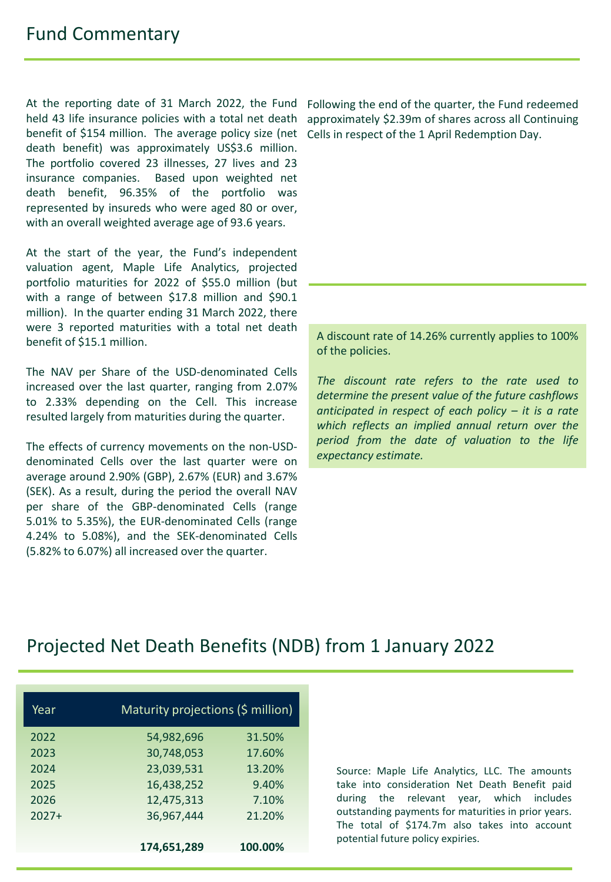# Fund Commentary

At the reporting date of 31 March 2022, the Fund held 43 life insurance policies with a total net death benefit of $154 million. The average policy size (net death benefit) was approximately US$3.6 million. The portfolio covered 23 illnesses, 27 lives and 23 insurance companies. Based upon weighted net death benefit, 96.35% of the portfolio was represented by insureds who were aged 80 or over, with an overall weighted average age of 93.6 years.

At the start of the year, the Fund's independent valuation agent, Maple Life Analytics, projected portfolio maturities for 2022 of $55.0 million (but with a range of between $17.8 million and $90.1 million). In the quarter ending 31 March 2022, there were 3 reported maturities with a total net death benefit of $15.1 million.

The NAV per Share of the USD-denominated Cells increased over the last quarter, ranging from 2.07% to 2.33% depending on the Cell. This increase resulted largely from maturities during the quarter.

The effects of currency movements on the non-USD-denominated Cells over the last quarter were on average around 2.90% (GBP), 2.67% (EUR) and 3.67% (SEK). As a result, during the period the overall NAV per share of the GBP-denominated Cells (range 5.01% to 5.35%), the EUR-denominated Cells (range 4.24% to 5.08%), and the SEK-denominated Cells (5.82% to 6.07%) all increased over the quarter.

Following the end of the quarter, the Fund redeemed approximately $2.39m of shares across all Continuing Cells in respect of the 1 April Redemption Day.

A discount rate of 14.26% currently applies to 100% of the policies.

*The discount rate refers to the rate used to determine the present value of the future cashflows anticipated in respect of each policy – it is a rate which reflects an implied annual return over the period from the date of valuation to the life expectancy estimate.*

# Projected Net Death Benefits (NDB) from 1 January 2022

| Year | Maturity projections ($ million) | |
|---|---|---|
| 2022 | 54,982,696 | 31.50% |
| 2023 | 30,748,053 | 17.60% |
| 2024 | 23,039,531 | 13.20% |
| 2025 | 16,438,252 | 9.40% |
| 2026 | 12,475,313 | 7.10% |
| 2027+ | 36,967,444 | 21.20% |
| | **174,651,289** | **100.00%** |

Source: Maple Life Analytics, LLC. The amounts take into consideration Net Death Benefit paid during the relevant year, which includes outstanding payments for maturities in prior years. The total of $174.7m also takes into account potential future policy expiries.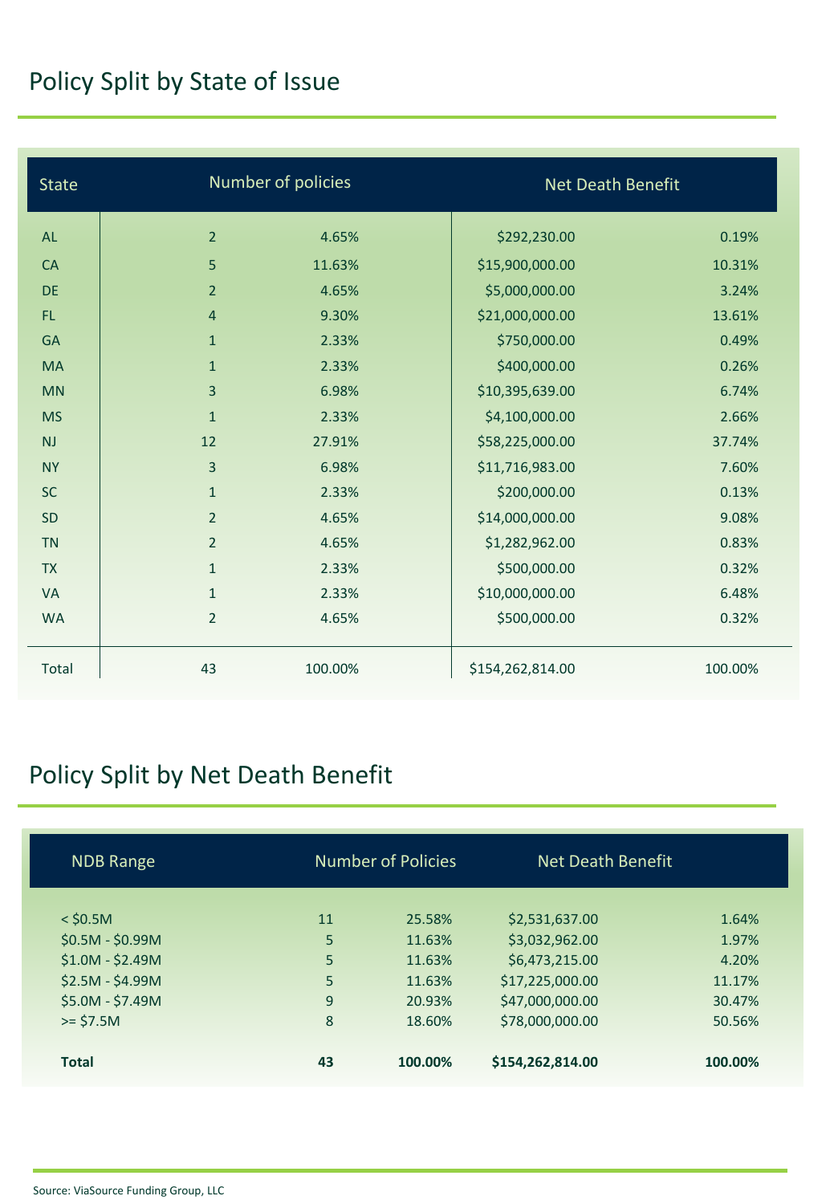# Policy Split by State of Issue

| State | Number of policies | | Net Death Benefit | |
|---|---|---|---|---|
| AL | 2 | 4.65% | $292,230.00 | 0.19% |
| CA | 5 | 11.63% | $15,900,000.00 | 10.31% |
| DE | 2 | 4.65% | $5,000,000.00 | 3.24% |
| FL | 4 | 9.30% | $21,000,000.00 | 13.61% |
| GA | 1 | 2.33% | $750,000.00 | 0.49% |
| MA | 1 | 2.33% | $400,000.00 | 0.26% |
| MN | 3 | 6.98% | $10,395,639.00 | 6.74% |
| MS | 1 | 2.33% | $4,100,000.00 | 2.66% |
| NJ | 12 | 27.91% | $58,225,000.00 | 37.74% |
| NY | 3 | 6.98% | $11,716,983.00 | 7.60% |
| SC | 1 | 2.33% | $200,000.00 | 0.13% |
| SD | 2 | 4.65% | $14,000,000.00 | 9.08% |
| TN | 2 | 4.65% | $1,282,962.00 | 0.83% |
| TX | 1 | 2.33% | $500,000.00 | 0.32% |
| VA | 1 | 2.33% | $10,000,000.00 | 6.48% |
| WA | 2 | 4.65% | $500,000.00 | 0.32% |
| Total | 43 | 100.00% | $154,262,814.00 | 100.00% |

# Policy Split by Net Death Benefit

| NDB Range | Number of Policies | | Net Death Benefit | |
|---|---|---|---|---|
| < $0.5M | 11 | 25.58% | $2,531,637.00 | 1.64% |
| $0.5M - $0.99M | 5 | 11.63% | $3,032,962.00 | 1.97% |
| $1.0M - $2.49M | 5 | 11.63% | $6,473,215.00 | 4.20% |
| $2.5M - $4.99M | 5 | 11.63% | $17,225,000.00 | 11.17% |
| $5.0M - $7.49M | 9 | 20.93% | $47,000,000.00 | 30.47% |
| >= $7.5M | 8 | 18.60% | $78,000,000.00 | 50.56% |
| **Total** | **43** | **100.00%** | **$154,262,814.00** | **100.00%** |

Source: ViaSource Funding Group, LLC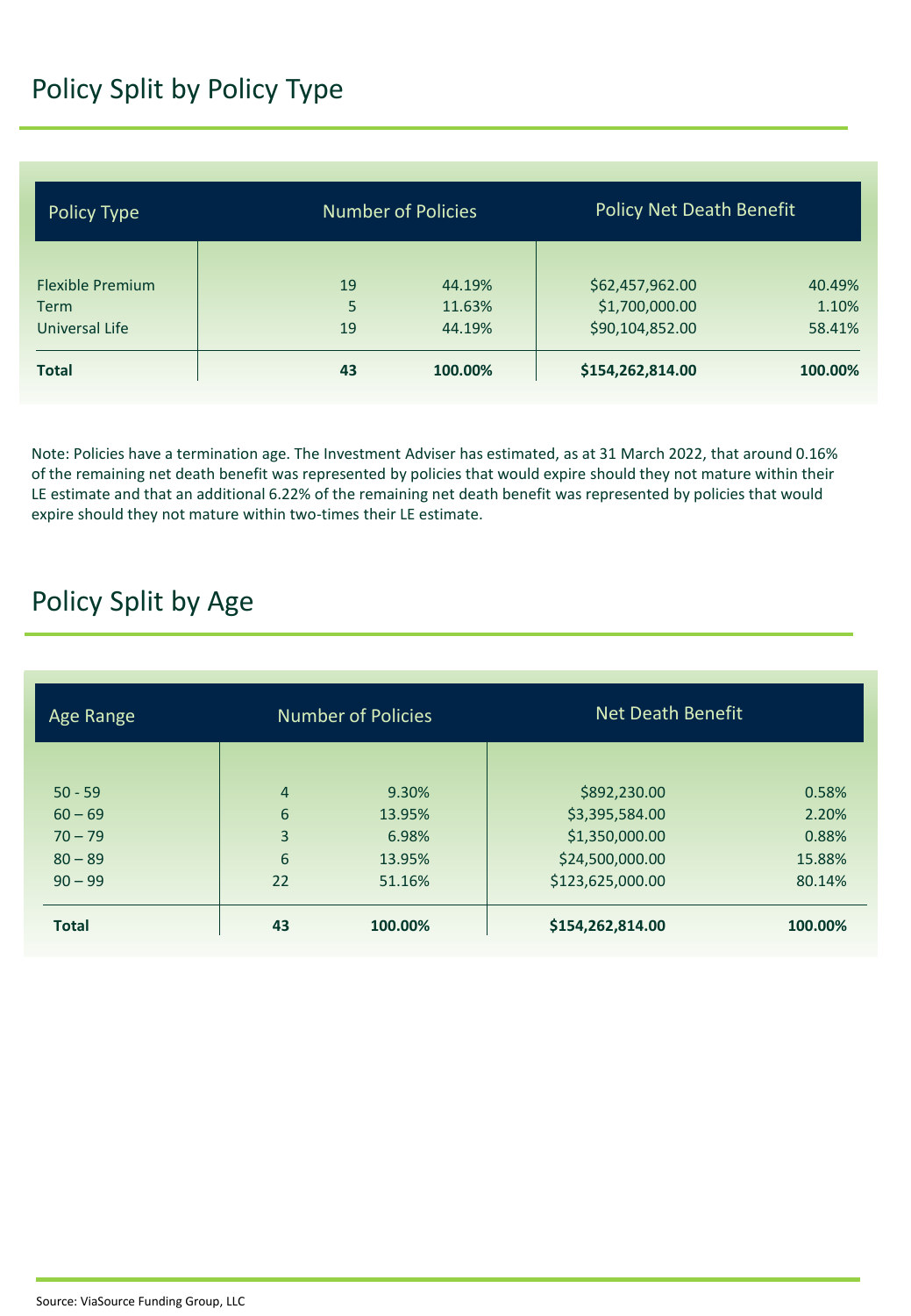## Policy Split by Policy Type

| Policy Type | Number of Policies | | Policy Net Death Benefit | |
|---|---|---|---|---|
| Flexible Premium | 19 | 44.19% | $62,457,962.00 | 40.49% |
| Term | 5 | 11.63% | $1,700,000.00 | 1.10% |
| Universal Life | 19 | 44.19% | $90,104,852.00 | 58.41% |
| **Total** | **43** | **100.00%** | **$154,262,814.00** | **100.00%** |

Note: Policies have a termination age. The Investment Adviser has estimated, as at 31 March 2022, that around 0.16% of the remaining net death benefit was represented by policies that would expire should they not mature within their LE estimate and that an additional 6.22% of the remaining net death benefit was represented by policies that would expire should they not mature within two-times their LE estimate.

## Policy Split by Age

| Age Range | Number of Policies | | Net Death Benefit | |
|---|---|---|---|---|
| 50 - 59 | 4 | 9.30% | $892,230.00 | 0.58% |
| 60 – 69 | 6 | 13.95% | $3,395,584.00 | 2.20% |
| 70 – 79 | 3 | 6.98% | $1,350,000.00 | 0.88% |
| 80 – 89 | 6 | 13.95% | $24,500,000.00 | 15.88% |
| 90 – 99 | 22 | 51.16% | $123,625,000.00 | 80.14% |
| **Total** | **43** | **100.00%** | **$154,262,814.00** | **100.00%** |

Source: ViaSource Funding Group, LLC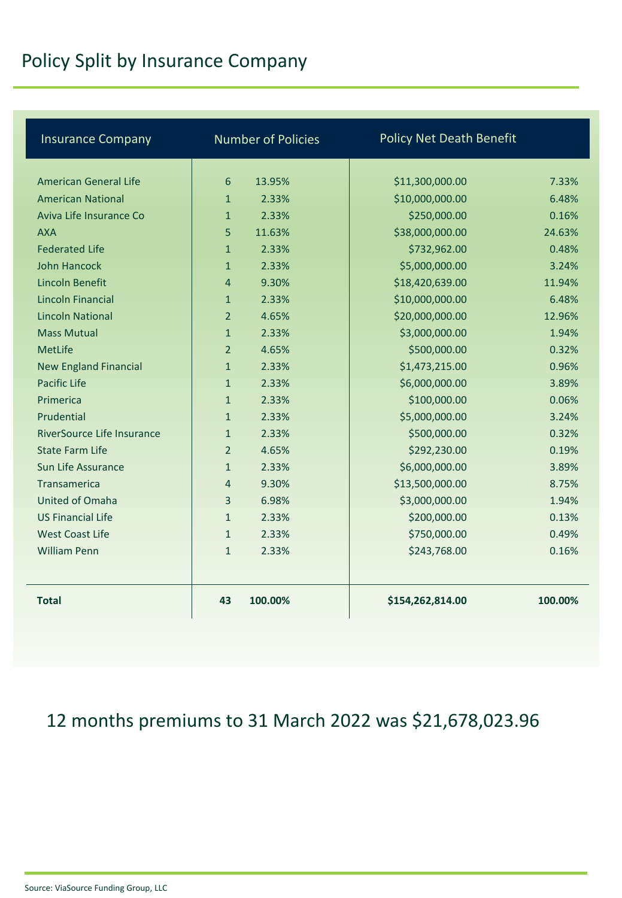# Policy Split by Insurance Company

| Insurance Company | Number of Policies | | Policy Net Death Benefit | |
|---|---|---|---|---|
| American General Life | 6 | 13.95% | $11,300,000.00 | 7.33% |
| American National | 1 | 2.33% | $10,000,000.00 | 6.48% |
| Aviva Life Insurance Co | 1 | 2.33% | $250,000.00 | 0.16% |
| AXA | 5 | 11.63% | $38,000,000.00 | 24.63% |
| Federated Life | 1 | 2.33% | $732,962.00 | 0.48% |
| John Hancock | 1 | 2.33% | $5,000,000.00 | 3.24% |
| Lincoln Benefit | 4 | 9.30% | $18,420,639.00 | 11.94% |
| Lincoln Financial | 1 | 2.33% | $10,000,000.00 | 6.48% |
| Lincoln National | 2 | 4.65% | $20,000,000.00 | 12.96% |
| Mass Mutual | 1 | 2.33% | $3,000,000.00 | 1.94% |
| MetLife | 2 | 4.65% | $500,000.00 | 0.32% |
| New England Financial | 1 | 2.33% | $1,473,215.00 | 0.96% |
| Pacific Life | 1 | 2.33% | $6,000,000.00 | 3.89% |
| Primerica | 1 | 2.33% | $100,000.00 | 0.06% |
| Prudential | 1 | 2.33% | $5,000,000.00 | 3.24% |
| RiverSource Life Insurance | 1 | 2.33% | $500,000.00 | 0.32% |
| State Farm Life | 2 | 4.65% | $292,230.00 | 0.19% |
| Sun Life Assurance | 1 | 2.33% | $6,000,000.00 | 3.89% |
| Transamerica | 4 | 9.30% | $13,500,000.00 | 8.75% |
| United of Omaha | 3 | 6.98% | $3,000,000.00 | 1.94% |
| US Financial Life | 1 | 2.33% | $200,000.00 | 0.13% |
| West Coast Life | 1 | 2.33% | $750,000.00 | 0.49% |
| William Penn | 1 | 2.33% | $243,768.00 | 0.16% |
| **Total** | **43** | **100.00%** | **$154,262,814.00** | **100.00%** |

12 months premiums to 31 March 2022 was $21,678,023.96

Source: ViaSource Funding Group, LLC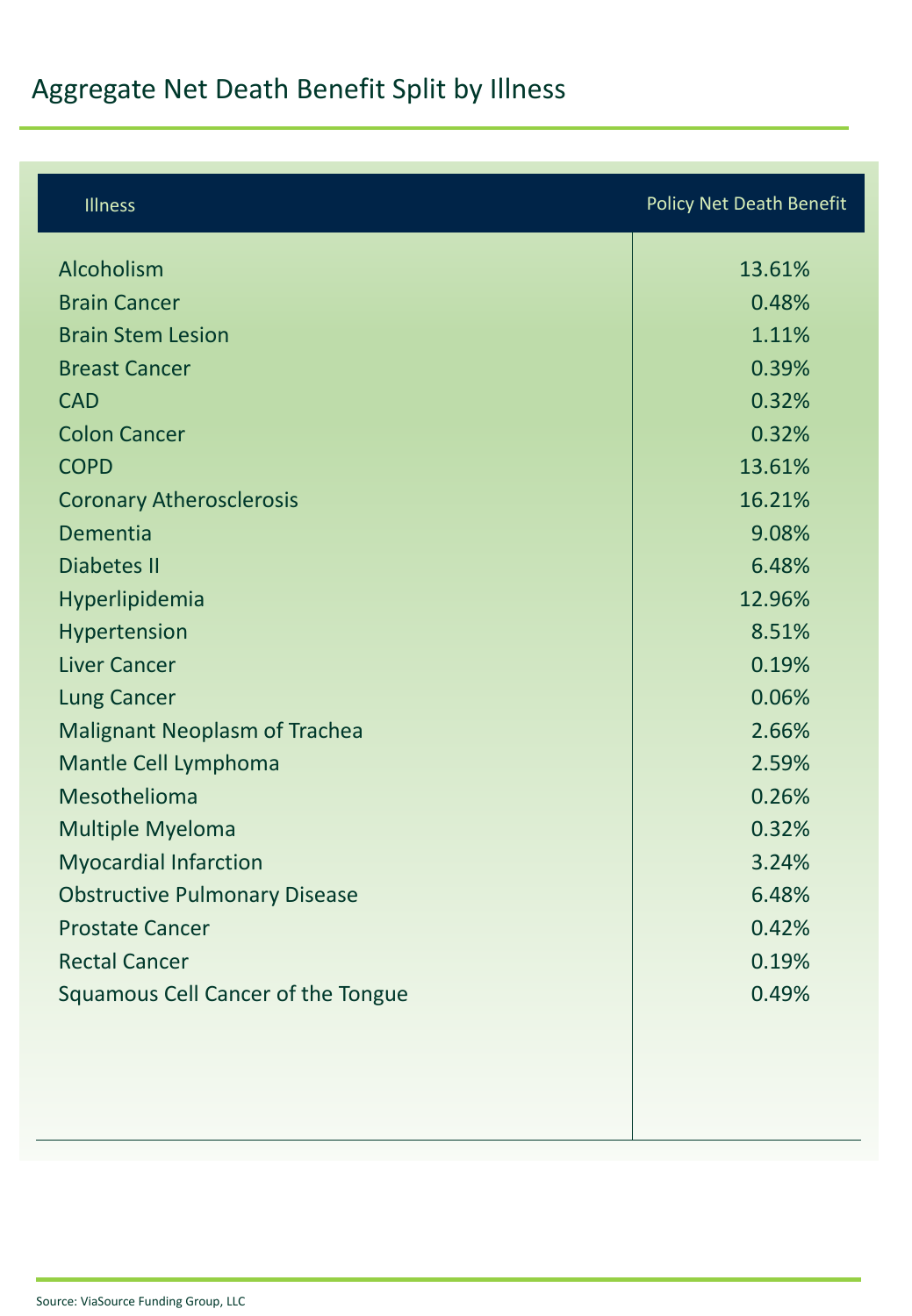# Aggregate Net Death Benefit Split by Illness

| Illness | Policy Net Death Benefit |
|---|---|
| Alcoholism | 13.61% |
| Brain Cancer | 0.48% |
| Brain Stem Lesion | 1.11% |
| Breast Cancer | 0.39% |
| CAD | 0.32% |
| Colon Cancer | 0.32% |
| COPD | 13.61% |
| Coronary Atherosclerosis | 16.21% |
| Dementia | 9.08% |
| Diabetes II | 6.48% |
| Hyperlipidemia | 12.96% |
| Hypertension | 8.51% |
| Liver Cancer | 0.19% |
| Lung Cancer | 0.06% |
| Malignant Neoplasm of Trachea | 2.66% |
| Mantle Cell Lymphoma | 2.59% |
| Mesothelioma | 0.26% |
| Multiple Myeloma | 0.32% |
| Myocardial Infarction | 3.24% |
| Obstructive Pulmonary Disease | 6.48% |
| Prostate Cancer | 0.42% |
| Rectal Cancer | 0.19% |
| Squamous Cell Cancer of the Tongue | 0.49% |

Source: ViaSource Funding Group, LLC